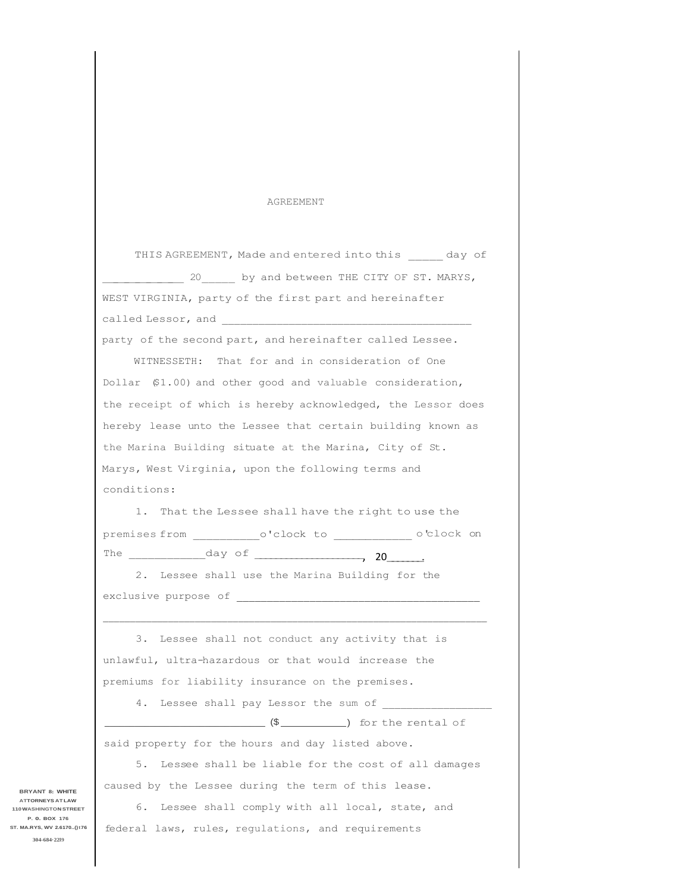# AGREEMENT

THIS AGREEMENT, Made and entered into this _____ day of ____________ 20_____ by and between THE CITY OF ST. MARYS, WEST VIRGINIA, party of the first part and hereinafter called Lessor, and ______________________________________ party of the second part, and hereinafter called Lessee.

WITNESSETH: That for and in consideration of One Dollar ($1.00) and other good and valuable consideration, the receipt of which is hereby acknowledged, the Lessor does hereby lease unto the Lessee that certain building known as the Marina Building situate at the Marina, City of St. Marys, West Virginia, upon the following terms and conditions:

1. That the Lessee shall have the right to use the premises from __________o'clock to ___________ o'clock on The ___________day of _________________, 20_____.

2. Lessee shall use the Marina Building for the exclusive purpose of _____________________________________ ___________________________________________________________

3. Lessee shall not conduct any activity that is unlawful, ultra-hazardous or that would increase the premiums for liability insurance on the premises.

4. Lessee shall pay Lessor the sum of ________________ __________________________ ($__________) for the rental of said property for the hours and day listed above.

5. Lessee shall be liable for the cost of all damages caused by the Lessee during the term of this lease.

6. Lessee shall comply with all local, state, and federal laws, rules, regulations, and requirements

BRYANT & WHITE
ATTORNEYS AT LAW
110 WASHINGTON STREET
P. O. BOX 176
ST. MARYS, WV 26170-0176
304-684-2219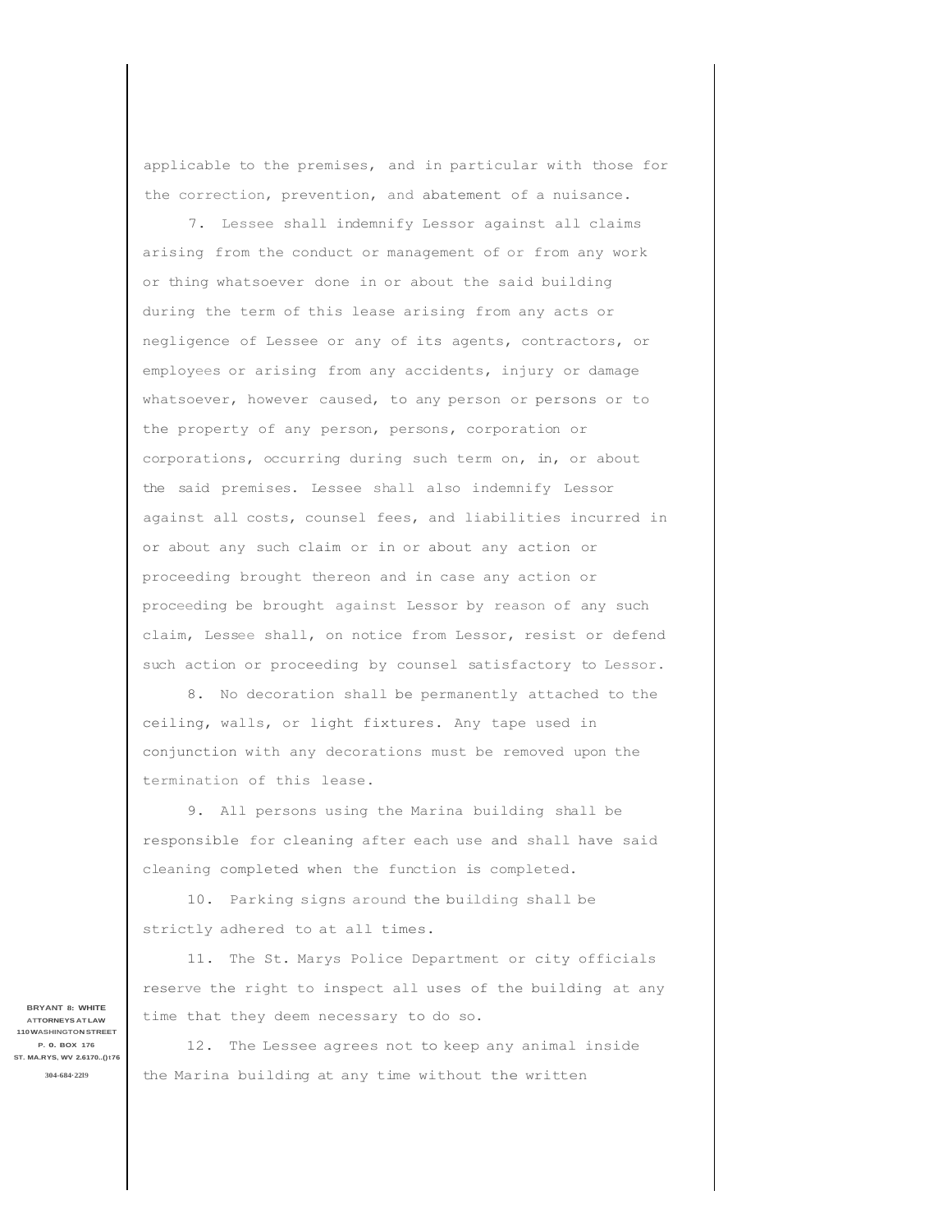applicable to the premises, and in particular with those for the correction, prevention, and abatement of a nuisance.

7. Lessee shall indemnify Lessor against all claims arising from the conduct or management of or from any work or thing whatsoever done in or about the said building during the term of this lease arising from any acts or negligence of Lessee or any of its agents, contractors, or employees or arising from any accidents, injury or damage whatsoever, however caused, to any person or persons or to the property of any person, persons, corporation or corporations, occurring during such term on, in, or about the said premises. Lessee shall also indemnify Lessor against all costs, counsel fees, and liabilities incurred in or about any such claim or in or about any action or proceeding brought thereon and in case any action or proceeding be brought against Lessor by reason of any such claim, Lessee shall, on notice from Lessor, resist or defend such action or proceeding by counsel satisfactory to Lessor.

8. No decoration shall be permanently attached to the ceiling, walls, or light fixtures. Any tape used in conjunction with any decorations must be removed upon the termination of this lease.

9. All persons using the Marina building shall be responsible for cleaning after each use and shall have said cleaning completed when the function is completed.

10. Parking signs around the building shall be strictly adhered to at all times.

11. The St. Marys Police Department or city officials reserve the right to inspect all uses of the building at any time that they deem necessary to do so.

12. The Lessee agrees not to keep any animal inside the Marina building at any time without the written

BRYANT & WHITE
ATTORNEYS AT LAW
110 WASHINGTON STREET
P. O. BOX 176
ST. MARYS, WV 26170-0176
304-684-2219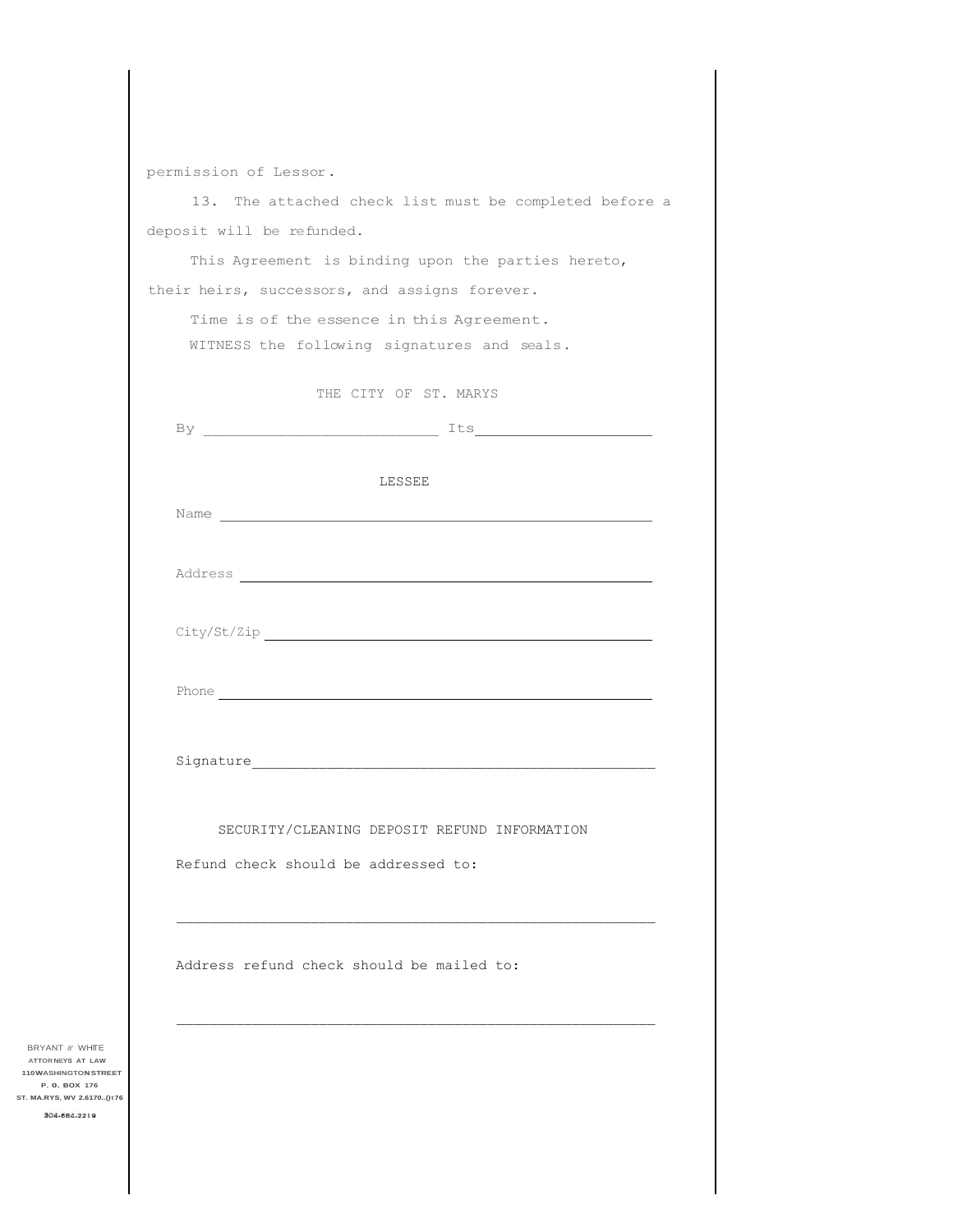permission of Lessor.

13. The attached check list must be completed before a deposit will be refunded.

This Agreement is binding upon the parties hereto, their heirs, successors, and assigns forever.

Time is of the essence in this Agreement.

WITNESS the following signatures and seals.

THE CITY OF ST. MARYS

By ___________________________ Its____________________

LESSEE

Name ______________________________________________________

Address ___________________________________________________

City/St/Zip _______________________________________________

Phone _____________________________________________________

Signature__________________________________________________

SECURITY/CLEANING DEPOSIT REFUND INFORMATION

Refund check should be addressed to:

___________________________________________________________

Address refund check should be mailed to:

___________________________________________________________

BRYANT & WHITE
ATTORNEYS AT LAW
110 WASHINGTON STREET
P. O. BOX 176
ST. MARYS, WV 26170-0176
304-684-2219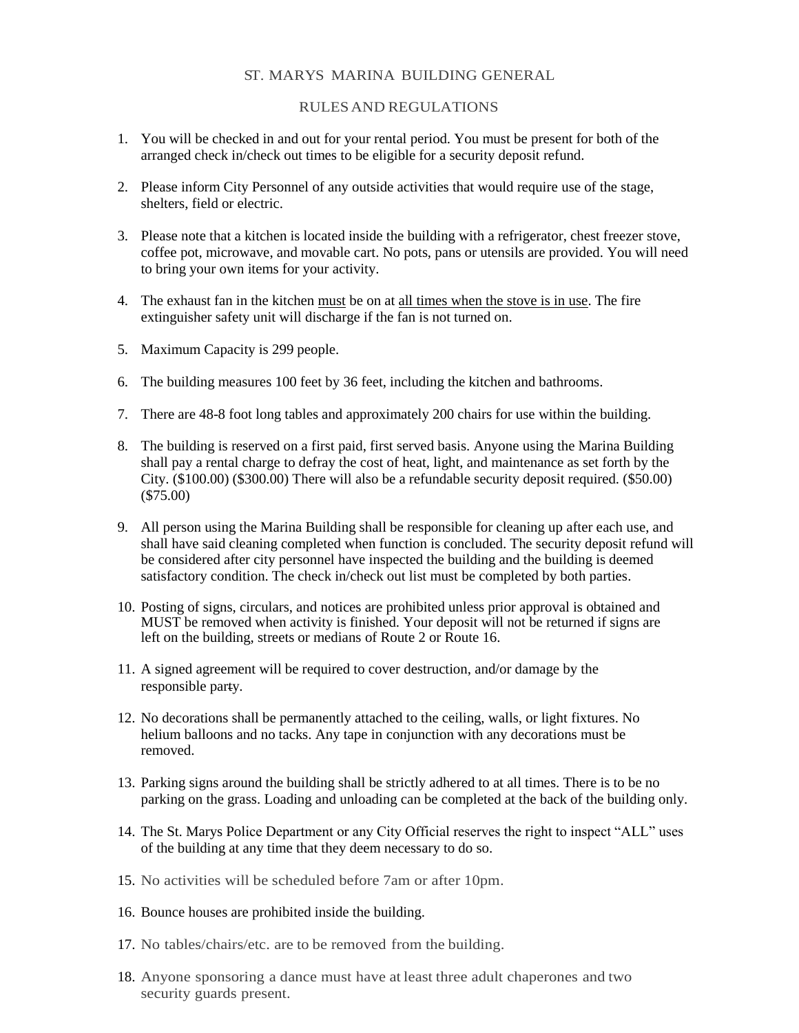# ST. MARYS MARINA BUILDING GENERAL

## RULES AND REGULATIONS

1. You will be checked in and out for your rental period. You must be present for both of the arranged check in/check out times to be eligible for a security deposit refund.

2. Please inform City Personnel of any outside activities that would require use of the stage, shelters, field or electric.

3. Please note that a kitchen is located inside the building with a refrigerator, chest freezer stove, coffee pot, microwave, and movable cart. No pots, pans or utensils are provided. You will need to bring your own items for your activity.

4. The exhaust fan in the kitchen <u>must</u> be on at <u>all times when the stove is in use</u>. The fire extinguisher safety unit will discharge if the fan is not turned on.

5. Maximum Capacity is 299 people.

6. The building measures 100 feet by 36 feet, including the kitchen and bathrooms.

7. There are 48-8 foot long tables and approximately 200 chairs for use within the building.

8. The building is reserved on a first paid, first served basis. Anyone using the Marina Building shall pay a rental charge to defray the cost of heat, light, and maintenance as set forth by the City. ($100.00) ($300.00) There will also be a refundable security deposit required. ($50.00) ($75.00)

9. All person using the Marina Building shall be responsible for cleaning up after each use, and shall have said cleaning completed when function is concluded. The security deposit refund will be considered after city personnel have inspected the building and the building is deemed satisfactory condition. The check in/check out list must be completed by both parties.

10. Posting of signs, circulars, and notices are prohibited unless prior approval is obtained and MUST be removed when activity is finished. Your deposit will not be returned if signs are left on the building, streets or medians of Route 2 or Route 16.

11. A signed agreement will be required to cover destruction, and/or damage by the responsible party.

12. No decorations shall be permanently attached to the ceiling, walls, or light fixtures. No helium balloons and no tacks. Any tape in conjunction with any decorations must be removed.

13. Parking signs around the building shall be strictly adhered to at all times. There is to be no parking on the grass. Loading and unloading can be completed at the back of the building only.

14. The St. Marys Police Department or any City Official reserves the right to inspect "ALL" uses of the building at any time that they deem necessary to do so.

15. No activities will be scheduled before 7am or after 10pm.

16. Bounce houses are prohibited inside the building.

17. No tables/chairs/etc. are to be removed from the building.

18. Anyone sponsoring a dance must have at least three adult chaperones and two security guards present.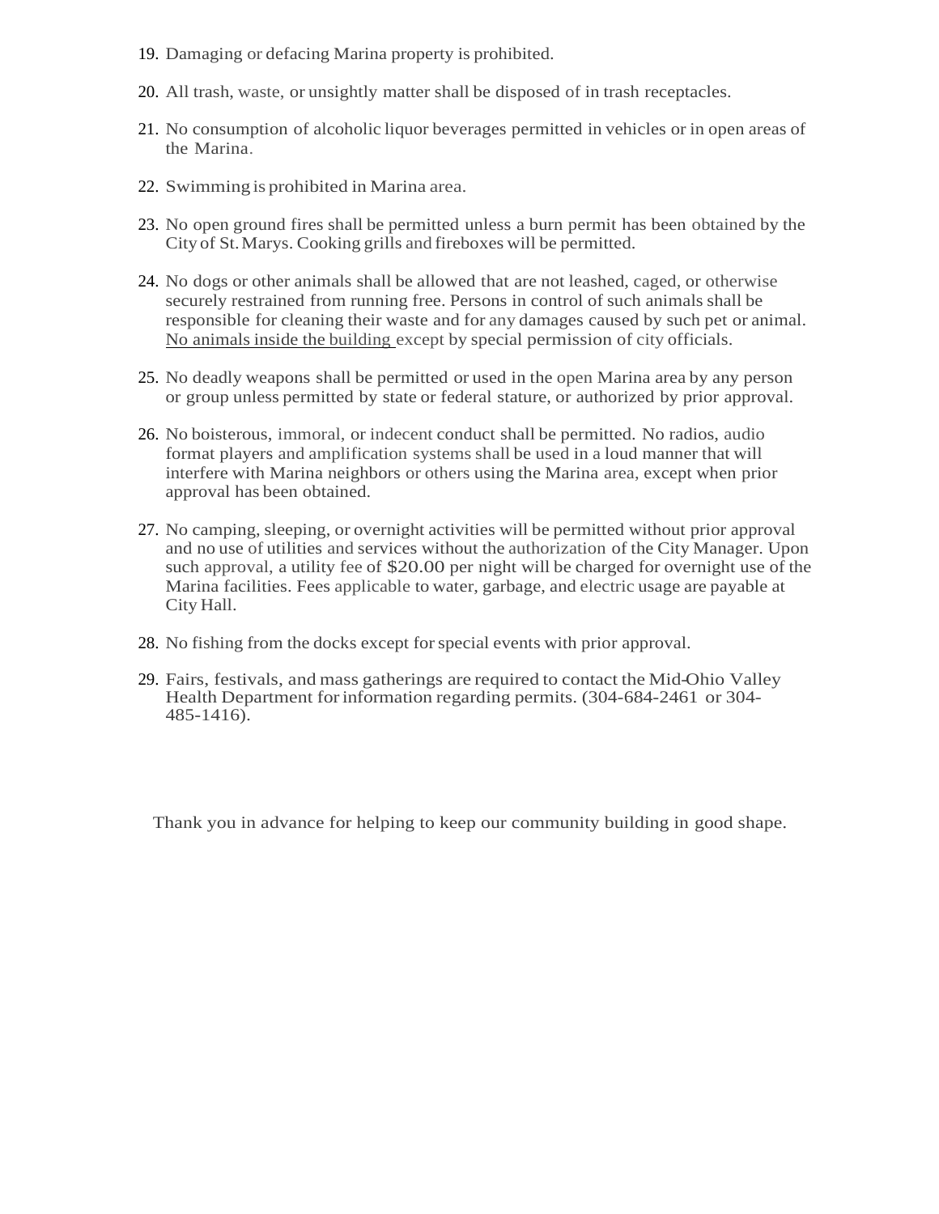19. Damaging or defacing Marina property is prohibited.

20. All trash, waste, or unsightly matter shall be disposed of in trash receptacles.

21. No consumption of alcoholic liquor beverages permitted in vehicles or in open areas of the Marina.

22. Swimming is prohibited in Marina area.

23. No open ground fires shall be permitted unless a burn permit has been obtained by the City of St. Marys. Cooking grills and fireboxes will be permitted.

24. No dogs or other animals shall be allowed that are not leashed, caged, or otherwise securely restrained from running free. Persons in control of such animals shall be responsible for cleaning their waste and for any damages caused by such pet or animal. No animals inside the building except by special permission of city officials.

25. No deadly weapons shall be permitted or used in the open Marina area by any person or group unless permitted by state or federal stature, or authorized by prior approval.

26. No boisterous, immoral, or indecent conduct shall be permitted. No radios, audio format players and amplification systems shall be used in a loud manner that will interfere with Marina neighbors or others using the Marina area, except when prior approval has been obtained.

27. No camping, sleeping, or overnight activities will be permitted without prior approval and no use of utilities and services without the authorization of the City Manager. Upon such approval, a utility fee of $20.00 per night will be charged for overnight use of the Marina facilities. Fees applicable to water, garbage, and electric usage are payable at City Hall.

28. No fishing from the docks except for special events with prior approval.

29. Fairs, festivals, and mass gatherings are required to contact the Mid-Ohio Valley Health Department for information regarding permits. (304-684-2461 or 304-485-1416).

Thank you in advance for helping to keep our community building in good shape.